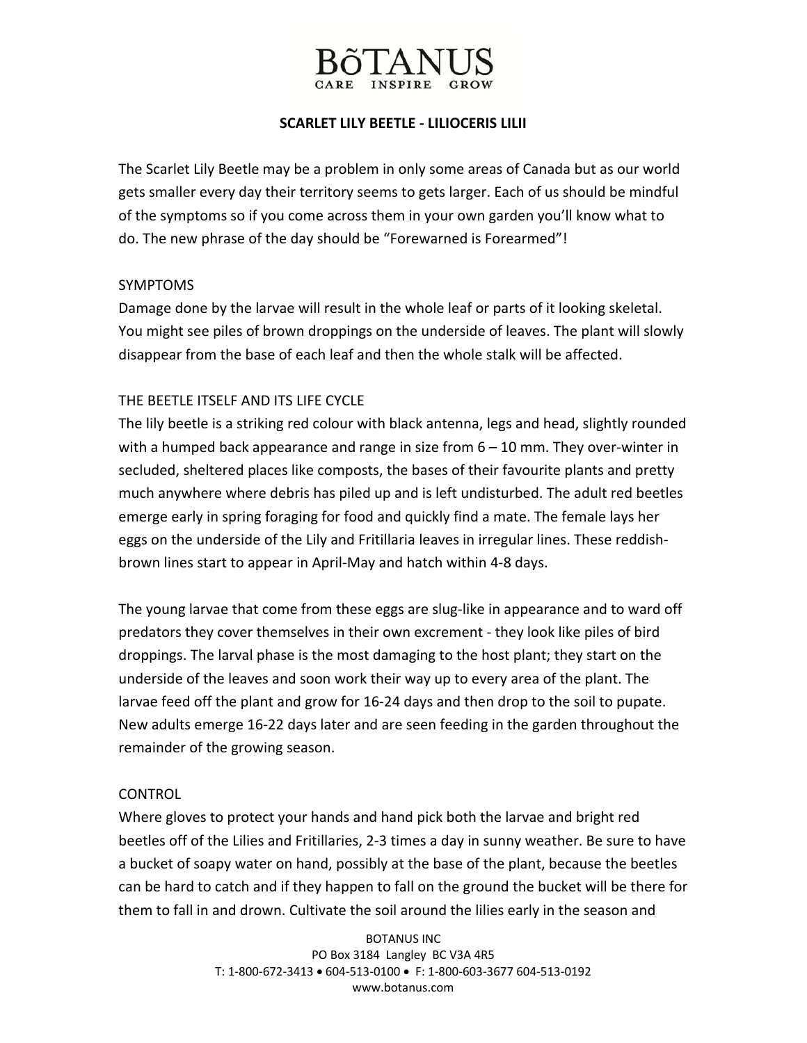# BõTANUS

CARE INSPIRE GROW

## SCARLET LILY BEETLE - LILIOCERIS LILII

The Scarlet Lily Beetle may be a problem in only some areas of Canada but as our world gets smaller every day their territory seems to gets larger. Each of us should be mindful of the symptoms so if you come across them in your own garden you'll know what to do. The new phrase of the day should be "Forewarned is Forearmed"!

### SYMPTOMS

Damage done by the larvae will result in the whole leaf or parts of it looking skeletal. You might see piles of brown droppings on the underside of leaves. The plant will slowly disappear from the base of each leaf and then the whole stalk will be affected.

### THE BEETLE ITSELF AND ITS LIFE CYCLE

The lily beetle is a striking red colour with black antenna, legs and head, slightly rounded with a humped back appearance and range in size from 6 – 10 mm. They over-winter in secluded, sheltered places like composts, the bases of their favourite plants and pretty much anywhere where debris has piled up and is left undisturbed. The adult red beetles emerge early in spring foraging for food and quickly find a mate. The female lays her eggs on the underside of the Lily and Fritillaria leaves in irregular lines. These reddish-brown lines start to appear in April-May and hatch within 4-8 days.

The young larvae that come from these eggs are slug-like in appearance and to ward off predators they cover themselves in their own excrement - they look like piles of bird droppings. The larval phase is the most damaging to the host plant; they start on the underside of the leaves and soon work their way up to every area of the plant. The larvae feed off the plant and grow for 16-24 days and then drop to the soil to pupate. New adults emerge 16-22 days later and are seen feeding in the garden throughout the remainder of the growing season.

### CONTROL

Where gloves to protect your hands and hand pick both the larvae and bright red beetles off of the Lilies and Fritillaries, 2-3 times a day in sunny weather. Be sure to have a bucket of soapy water on hand, possibly at the base of the plant, because the beetles can be hard to catch and if they happen to fall on the ground the bucket will be there for them to fall in and drown. Cultivate the soil around the lilies early in the season and

BOTANUS INC
PO Box 3184 Langley BC V3A 4R5
T: 1-800-672-3413 • 604-513-0100 • F: 1-800-603-3677 604-513-0192
www.botanus.com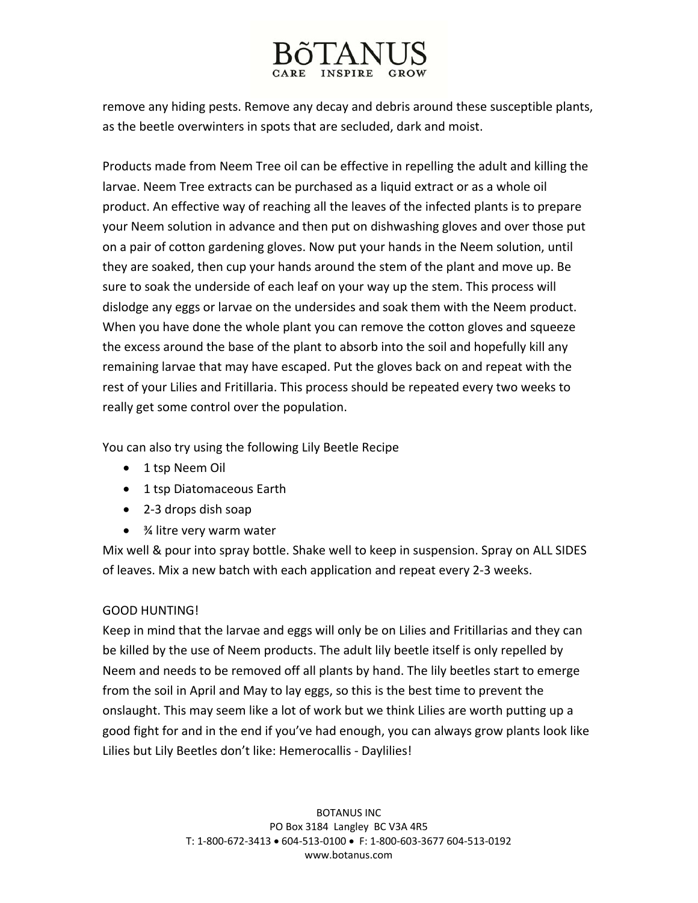remove any hiding pests. Remove any decay and debris around these susceptible plants, as the beetle overwinters in spots that are secluded, dark and moist.

Products made from Neem Tree oil can be effective in repelling the adult and killing the larvae. Neem Tree extracts can be purchased as a liquid extract or as a whole oil product. An effective way of reaching all the leaves of the infected plants is to prepare your Neem solution in advance and then put on dishwashing gloves and over those put on a pair of cotton gardening gloves. Now put your hands in the Neem solution, until they are soaked, then cup your hands around the stem of the plant and move up. Be sure to soak the underside of each leaf on your way up the stem. This process will dislodge any eggs or larvae on the undersides and soak them with the Neem product. When you have done the whole plant you can remove the cotton gloves and squeeze the excess around the base of the plant to absorb into the soil and hopefully kill any remaining larvae that may have escaped. Put the gloves back on and repeat with the rest of your Lilies and Fritillaria. This process should be repeated every two weeks to really get some control over the population.

You can also try using the following Lily Beetle Recipe

- 1 tsp Neem Oil
- 1 tsp Diatomaceous Earth
- 2-3 drops dish soap
- ¾ litre very warm water

Mix well & pour into spray bottle. Shake well to keep in suspension. Spray on ALL SIDES of leaves. Mix a new batch with each application and repeat every 2-3 weeks.

GOOD HUNTING!

Keep in mind that the larvae and eggs will only be on Lilies and Fritillarias and they can be killed by the use of Neem products. The adult lily beetle itself is only repelled by Neem and needs to be removed off all plants by hand. The lily beetles start to emerge from the soil in April and May to lay eggs, so this is the best time to prevent the onslaught. This may seem like a lot of work but we think Lilies are worth putting up a good fight for and in the end if you've had enough, you can always grow plants look like Lilies but Lily Beetles don't like: Hemerocallis - Daylilies!